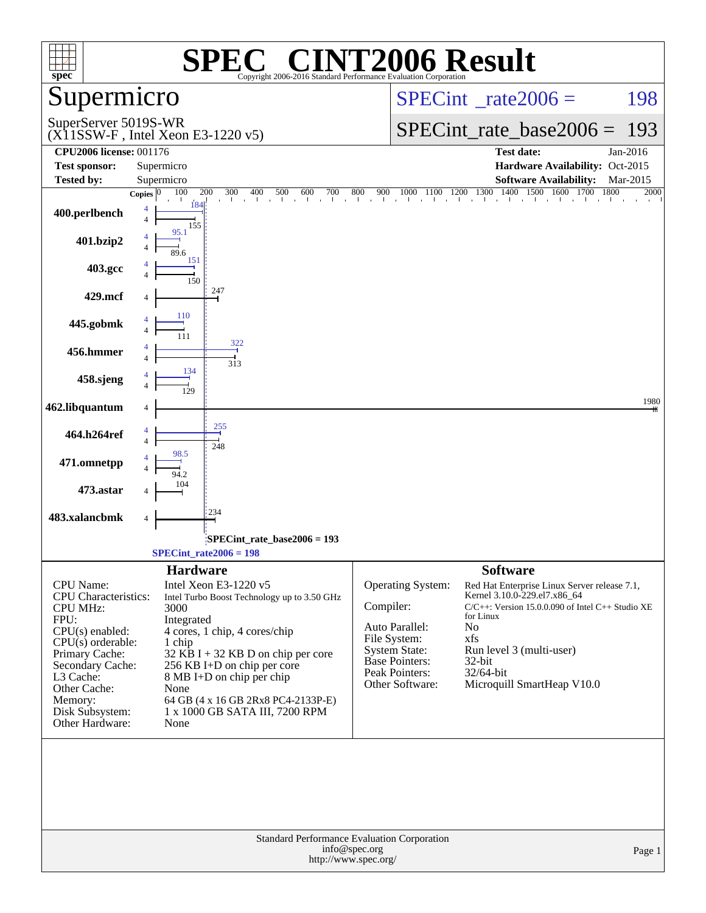# SPEC CINT2006 Result

Copyright 2006-2016 Standard Performance Evaluation Corporation

## Supermicro

SuperServer 5019S-WR
(X11SSW-F , Intel Xeon E3-1220 v5)

SPECint_rate2006 = 198

SPECint_rate_base2006 = 193

| | | | |
|---|---|---|---|
| **CPU2006 license:** 001176 | | **Test date:** | Jan-2016 |
| **Test sponsor:** | Supermicro | **Hardware Availability:** | Oct-2015 |
| **Tested by:** | Supermicro | **Software Availability:** | Mar-2015 |

| Benchmark | Copies | Peak | Base |
|---|---|---|---|
| 400.perlbench | 4 | 184 | 155 |
| 401.bzip2 | 4 | 95.1 | 89.6 |
| 403.gcc | 4 | 151 | 150 |
| 429.mcf | 4 | | 247 |
| 445.gobmk | 4 | 110 | 111 |
| 456.hmmer | 4 | 322 | 313 |
| 458.sjeng | 4 | 134 | 129 |
| 462.libquantum | 4 | | 1980 |
| 464.h264ref | 4 | 255 | 248 |
| 471.omnetpp | 4 | 98.5 | 94.2 |
| 473.astar | 4 | | 104 |
| 483.xalancbmk | 4 | | 234 |

SPECint_rate_base2006 = 193

SPECint_rate2006 = 198

### Hardware

| | |
|---|---|
| CPU Name: | Intel Xeon E3-1220 v5 |
| CPU Characteristics: | Intel Turbo Boost Technology up to 3.50 GHz |
| CPU MHz: | 3000 |
| FPU: | Integrated |
| CPU(s) enabled: | 4 cores, 1 chip, 4 cores/chip |
| CPU(s) orderable: | 1 chip |
| Primary Cache: | 32 KB I + 32 KB D on chip per core |
| Secondary Cache: | 256 KB I+D on chip per core |
| L3 Cache: | 8 MB I+D on chip per chip |
| Other Cache: | None |
| Memory: | 64 GB (4 x 16 GB 2Rx8 PC4-2133P-E) |
| Disk Subsystem: | 1 x 1000 GB SATA III, 7200 RPM |
| Other Hardware: | None |

### Software

| | |
|---|---|
| Operating System: | Red Hat Enterprise Linux Server release 7.1, Kernel 3.10.0-229.el7.x86_64 |
| Compiler: | C/C++: Version 15.0.0.090 of Intel C++ Studio XE for Linux |
| Auto Parallel: | No |
| File System: | xfs |
| System State: | Run level 3 (multi-user) |
| Base Pointers: | 32-bit |
| Peak Pointers: | 32/64-bit |
| Other Software: | Microquill SmartHeap V10.0 |

Standard Performance Evaluation Corporation
info@spec.org
http://www.spec.org/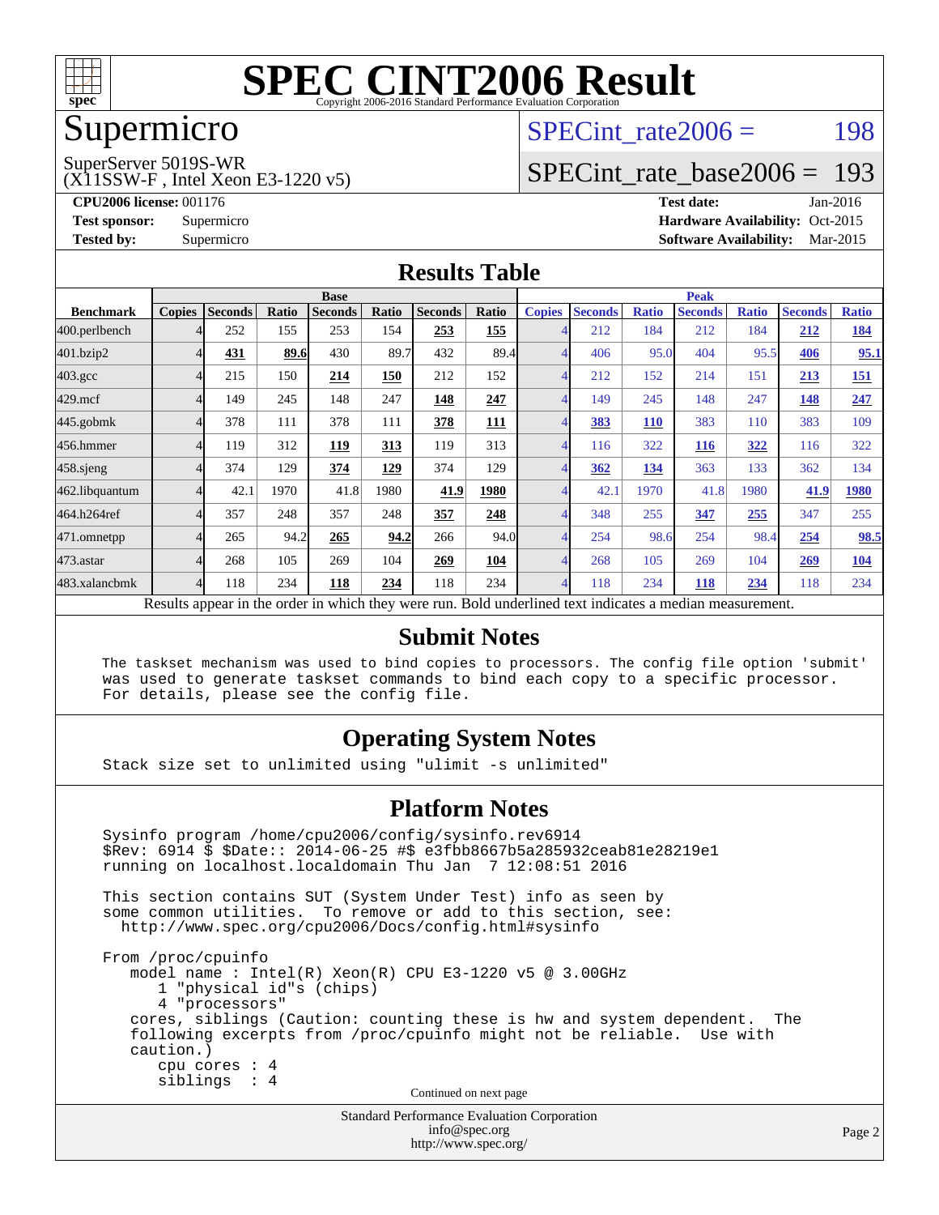# SPEC CINT2006 Result

Copyright 2006-2016 Standard Performance Evaluation Corporation

## Supermicro

SuperServer 5019S-WR
(X11SSW-F , Intel Xeon E3-1220 v5)

SPECint_rate2006 = 198

SPECint_rate_base2006 = 193

**CPU2006 license:** 001176
**Test sponsor:** Supermicro
**Tested by:** Supermicro

**Test date:** Jan-2016
**Hardware Availability:** Oct-2015
**Software Availability:** Mar-2015

## Results Table

| | Base | | | | | | | Peak | | | | | | |
|---|---|---|---|---|---|---|---|---|---|---|---|---|---|---|
| **Benchmark** | **Copies** | **Seconds** | **Ratio** | **Seconds** | **Ratio** | **Seconds** | **Ratio** | **Copies** | **Seconds** | **Ratio** | **Seconds** | **Ratio** | **Seconds** | **Ratio** |
| 400.perlbench | 4 | 252 | 155 | 253 | 154 | **253** | **155** | 4 | 212 | 184 | 212 | 184 | **212** | **184** |
| 401.bzip2 | 4 | **431** | **89.6** | 430 | 89.7 | 432 | 89.4 | 4 | 406 | 95.0 | 404 | 95.5 | **406** | **95.1** |
| 403.gcc | 4 | 215 | 150 | **214** | **150** | 212 | 152 | 4 | 212 | 152 | 214 | 151 | **213** | **151** |
| 429.mcf | 4 | 149 | 245 | 148 | 247 | **148** | **247** | 4 | 149 | 245 | 148 | 247 | **148** | **247** |
| 445.gobmk | 4 | 378 | 111 | 378 | 111 | **378** | **111** | 4 | **383** | **110** | 383 | 110 | 383 | 109 |
| 456.hmmer | 4 | 119 | 312 | **119** | **313** | 119 | 313 | 4 | 116 | 322 | **116** | **322** | 116 | 322 |
| 458.sjeng | 4 | 374 | 129 | **374** | **129** | 374 | 129 | 4 | **362** | **134** | 363 | 133 | 362 | 134 |
| 462.libquantum | 4 | 42.1 | 1970 | 41.8 | 1980 | **41.9** | **1980** | 4 | 42.1 | 1970 | 41.8 | 1980 | **41.9** | **1980** |
| 464.h264ref | 4 | 357 | 248 | 357 | 248 | **357** | **248** | 4 | 348 | 255 | **347** | **255** | 347 | 255 |
| 471.omnetpp | 4 | 265 | 94.2 | **265** | **94.2** | 266 | 94.0 | 4 | 254 | 98.6 | 254 | 98.4 | **254** | **98.5** |
| 473.astar | 4 | 268 | 105 | 269 | 104 | **269** | **104** | 4 | 268 | 105 | 269 | 104 | **269** | **104** |
| 483.xalancbmk | 4 | 118 | 234 | **118** | **234** | 118 | 234 | 4 | 118 | 234 | **118** | **234** | 118 | 234 |

Results appear in the order in which they were run. Bold underlined text indicates a median measurement.

## Submit Notes

```
The taskset mechanism was used to bind copies to processors. The config file option 'submit'
was used to generate taskset commands to bind each copy to a specific processor.
For details, please see the config file.
```

## Operating System Notes

```
Stack size set to unlimited using "ulimit -s unlimited"
```

## Platform Notes

```
Sysinfo program /home/cpu2006/config/sysinfo.rev6914
$Rev: 6914 $ $Date:: 2014-06-25 #$ e3fbb8667b5a285932ceab81e28219e1
running on localhost.localdomain Thu Jan  7 12:08:51 2016

This section contains SUT (System Under Test) info as seen by
some common utilities.  To remove or add to this section, see:
  http://www.spec.org/cpu2006/Docs/config.html#sysinfo

From /proc/cpuinfo
   model name : Intel(R) Xeon(R) CPU E3-1220 v5 @ 3.00GHz
      1 "physical id"s (chips)
      4 "processors"
   cores, siblings (Caution: counting these is hw and system dependent.  The
   following excerpts from /proc/cpuinfo might not be reliable.  Use with
   caution.)
      cpu cores : 4
      siblings  : 4
```

Continued on next page

Standard Performance Evaluation Corporation
info@spec.org
http://www.spec.org/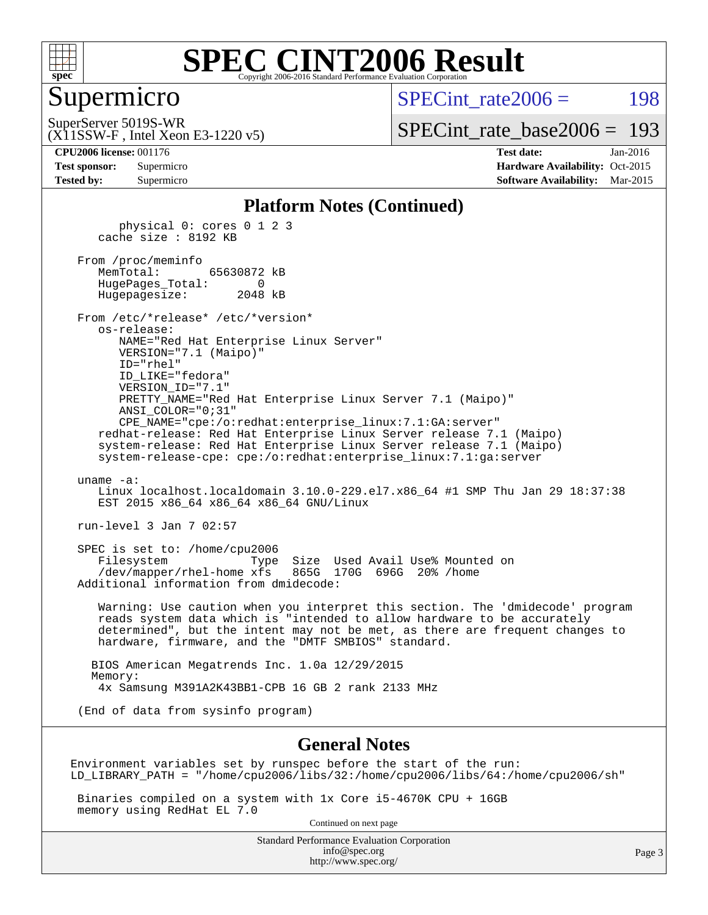# SPEC CINT2006 Result

## Supermicro

SuperServer 5019S-WR
(X11SSW-F , Intel Xeon E3-1220 v5)

SPECint_rate2006 = 198

SPECint_rate_base2006 = 193

**CPU2006 license:** 001176
**Test sponsor:** Supermicro
**Tested by:** Supermicro

**Test date:** Jan-2016
**Hardware Availability:** Oct-2015
**Software Availability:** Mar-2015

### Platform Notes (Continued)

```
        physical 0: cores 0 1 2 3
     cache size : 8192 KB

  From /proc/meminfo
     MemTotal:       65630872 kB
     HugePages_Total:       0
     Hugepagesize:       2048 kB

  From /etc/*release* /etc/*version*
     os-release:
        NAME="Red Hat Enterprise Linux Server"
        VERSION="7.1 (Maipo)"
        ID="rhel"
        ID_LIKE="fedora"
        VERSION_ID="7.1"
        PRETTY_NAME="Red Hat Enterprise Linux Server 7.1 (Maipo)"
        ANSI_COLOR="0;31"
        CPE_NAME="cpe:/o:redhat:enterprise_linux:7.1:GA:server"
     redhat-release: Red Hat Enterprise Linux Server release 7.1 (Maipo)
     system-release: Red Hat Enterprise Linux Server release 7.1 (Maipo)
     system-release-cpe: cpe:/o:redhat:enterprise_linux:7.1:ga:server

  uname -a:
     Linux localhost.localdomain 3.10.0-229.el7.x86_64 #1 SMP Thu Jan 29 18:37:38
     EST 2015 x86_64 x86_64 x86_64 GNU/Linux

  run-level 3 Jan 7 02:57

  SPEC is set to: /home/cpu2006
     Filesystem            Type  Size  Used Avail Use% Mounted on
     /dev/mapper/rhel-home xfs   865G  170G  696G  20% /home
  Additional information from dmidecode:

     Warning: Use caution when you interpret this section. The 'dmidecode' program
     reads system data which is "intended to allow hardware to be accurately
     determined", but the intent may not be met, as there are frequent changes to
     hardware, firmware, and the "DMTF SMBIOS" standard.

    BIOS American Megatrends Inc. 1.0a 12/29/2015
    Memory:
     4x Samsung M391A2K43BB1-CPB 16 GB 2 rank 2133 MHz

  (End of data from sysinfo program)
```

### General Notes

```
Environment variables set by runspec before the start of the run:
LD_LIBRARY_PATH = "/home/cpu2006/libs/32:/home/cpu2006/libs/64:/home/cpu2006/sh"

 Binaries compiled on a system with 1x Core i5-4670K CPU + 16GB
 memory using RedHat EL 7.0
```

Continued on next page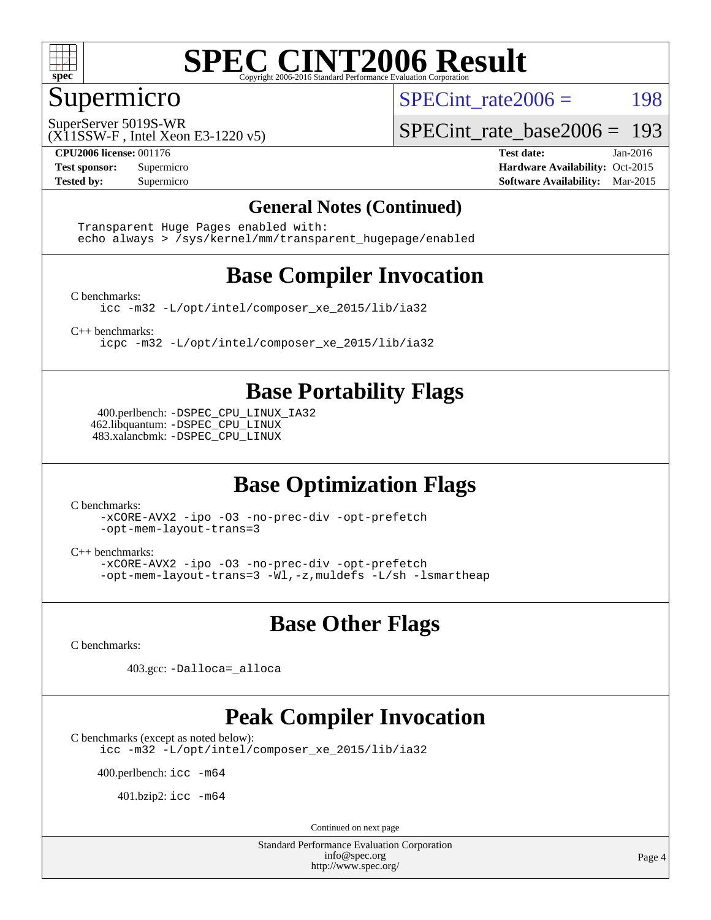# SPEC CINT2006 Result

Copyright 2006-2016 Standard Performance Evaluation Corporation

## Supermicro

SuperServer 5019S-WR
(X11SSW-F , Intel Xeon E3-1220 v5)

SPECint_rate2006 = 198

SPECint_rate_base2006 = 193

**CPU2006 license:** 001176
**Test sponsor:** Supermicro
**Tested by:** Supermicro

**Test date:** Jan-2016
**Hardware Availability:** Oct-2015
**Software Availability:** Mar-2015

### General Notes (Continued)

```
Transparent Huge Pages enabled with:
echo always > /sys/kernel/mm/transparent_hugepage/enabled
```

## Base Compiler Invocation

C benchmarks:

```
icc -m32 -L/opt/intel/composer_xe_2015/lib/ia32
```

C++ benchmarks:

```
icpc -m32 -L/opt/intel/composer_xe_2015/lib/ia32
```

## Base Portability Flags

400.perlbench: `-DSPEC_CPU_LINUX_IA32`
462.libquantum: `-DSPEC_CPU_LINUX`
483.xalancbmk: `-DSPEC_CPU_LINUX`

## Base Optimization Flags

C benchmarks:

```
-xCORE-AVX2 -ipo -O3 -no-prec-div -opt-prefetch
-opt-mem-layout-trans=3
```

C++ benchmarks:

```
-xCORE-AVX2 -ipo -O3 -no-prec-div -opt-prefetch
-opt-mem-layout-trans=3 -Wl,-z,muldefs -L/sh -lsmartheap
```

## Base Other Flags

C benchmarks:

403.gcc: `-Dalloca=_alloca`

## Peak Compiler Invocation

C benchmarks (except as noted below):

```
icc -m32 -L/opt/intel/composer_xe_2015/lib/ia32
```

400.perlbench: `icc -m64`

401.bzip2: `icc -m64`

Continued on next page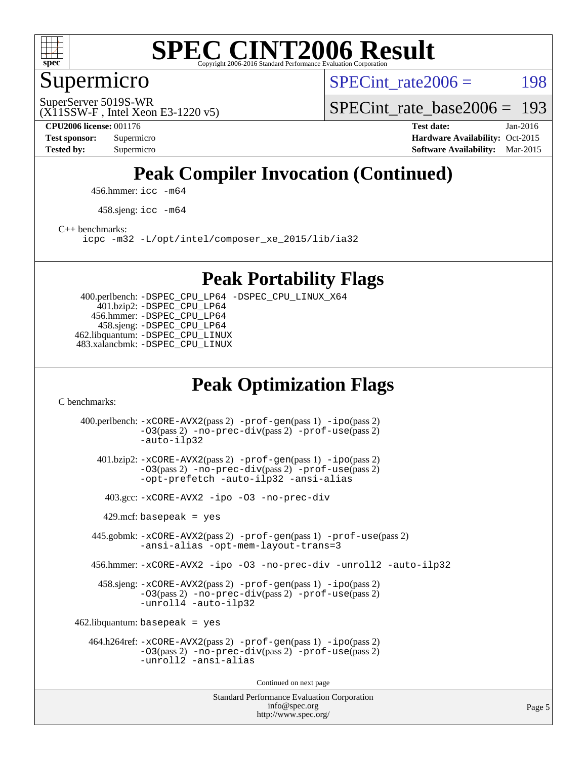## Peak Compiler Invocation (Continued)

456.hmmer: icc -m64

458.sjeng: icc -m64

C++ benchmarks:
icpc -m32 -L/opt/intel/composer_xe_2015/lib/ia32

## Peak Portability Flags

400.perlbench: -DSPEC_CPU_LP64 -DSPEC_CPU_LINUX_X64
401.bzip2: -DSPEC_CPU_LP64
456.hmmer: -DSPEC_CPU_LP64
458.sjeng: -DSPEC_CPU_LP64
462.libquantum: -DSPEC_CPU_LINUX
483.xalancbmk: -DSPEC_CPU_LINUX

## Peak Optimization Flags

C benchmarks:

400.perlbench: -xCORE-AVX2(pass 2) -prof-gen(pass 1) -ipo(pass 2) -O3(pass 2) -no-prec-div(pass 2) -prof-use(pass 2) -auto-ilp32

401.bzip2: -xCORE-AVX2(pass 2) -prof-gen(pass 1) -ipo(pass 2) -O3(pass 2) -no-prec-div(pass 2) -prof-use(pass 2) -opt-prefetch -auto-ilp32 -ansi-alias

403.gcc: -xCORE-AVX2 -ipo -O3 -no-prec-div

429.mcf: basepeak = yes

445.gobmk: -xCORE-AVX2(pass 2) -prof-gen(pass 1) -prof-use(pass 2) -ansi-alias -opt-mem-layout-trans=3

456.hmmer: -xCORE-AVX2 -ipo -O3 -no-prec-div -unroll2 -auto-ilp32

458.sjeng: -xCORE-AVX2(pass 2) -prof-gen(pass 1) -ipo(pass 2) -O3(pass 2) -no-prec-div(pass 2) -prof-use(pass 2) -unroll4 -auto-ilp32

462.libquantum: basepeak = yes

464.h264ref: -xCORE-AVX2(pass 2) -prof-gen(pass 1) -ipo(pass 2) -O3(pass 2) -no-prec-div(pass 2) -prof-use(pass 2) -unroll2 -ansi-alias

Continued on next page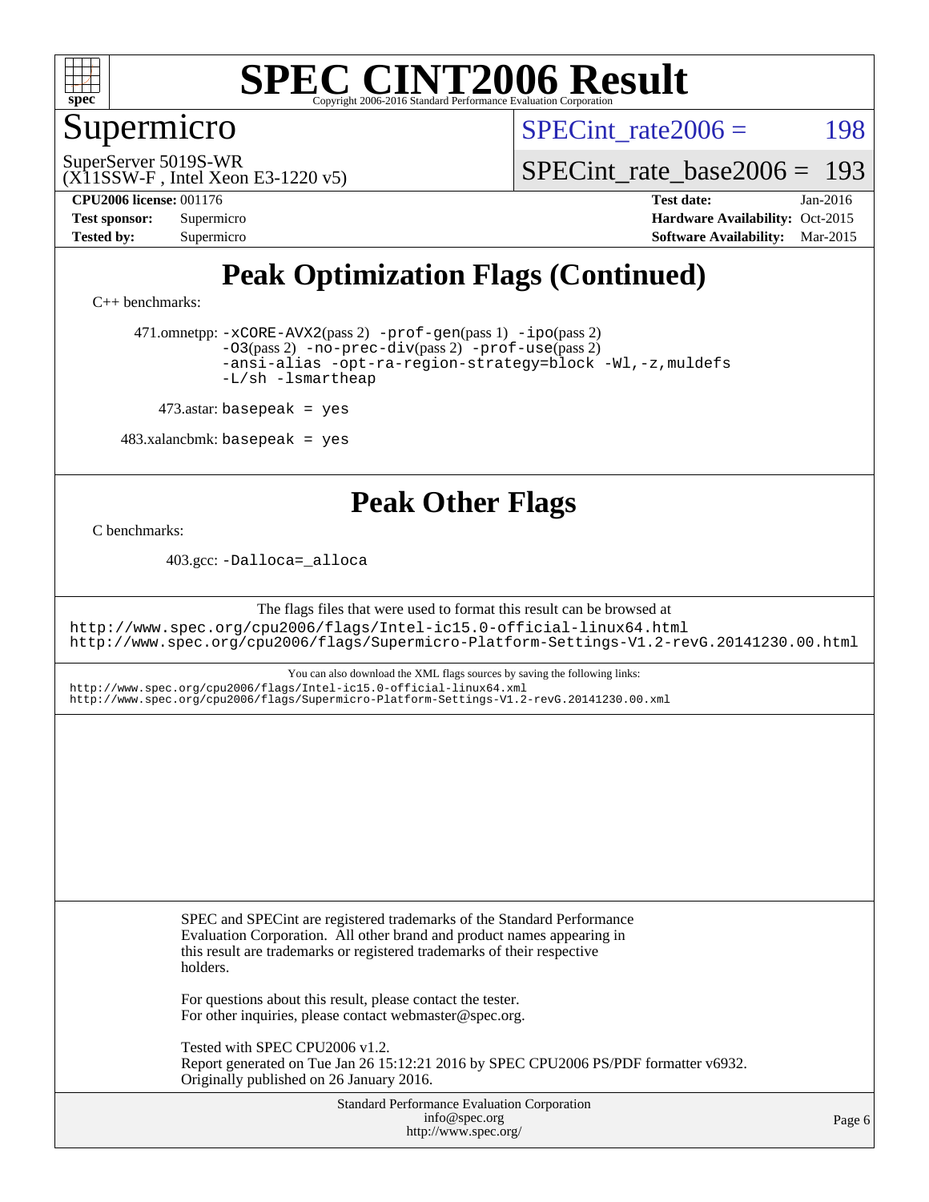# Peak Optimization Flags (Continued)

C++ benchmarks:

471.omnetpp: -xCORE-AVX2(pass 2) -prof-gen(pass 1) -ipo(pass 2) -O3(pass 2) -no-prec-div(pass 2) -prof-use(pass 2) -ansi-alias -opt-ra-region-strategy=block -Wl,-z,muldefs -L/sh -lsmartheap

473.astar: basepeak = yes

483.xalancbmk: basepeak = yes

# Peak Other Flags

C benchmarks:

403.gcc: -Dalloca=_alloca

The flags files that were used to format this result can be browsed at
http://www.spec.org/cpu2006/flags/Intel-ic15.0-official-linux64.html
http://www.spec.org/cpu2006/flags/Supermicro-Platform-Settings-V1.2-revG.20141230.00.html

You can also download the XML flags sources by saving the following links:
http://www.spec.org/cpu2006/flags/Intel-ic15.0-official-linux64.xml
http://www.spec.org/cpu2006/flags/Supermicro-Platform-Settings-V1.2-revG.20141230.00.xml

SPEC and SPECint are registered trademarks of the Standard Performance Evaluation Corporation. All other brand and product names appearing in this result are trademarks or registered trademarks of their respective holders.

For questions about this result, please contact the tester.
For other inquiries, please contact webmaster@spec.org.

Tested with SPEC CPU2006 v1.2.
Report generated on Tue Jan 26 15:12:21 2016 by SPEC CPU2006 PS/PDF formatter v6932.
Originally published on 26 January 2016.